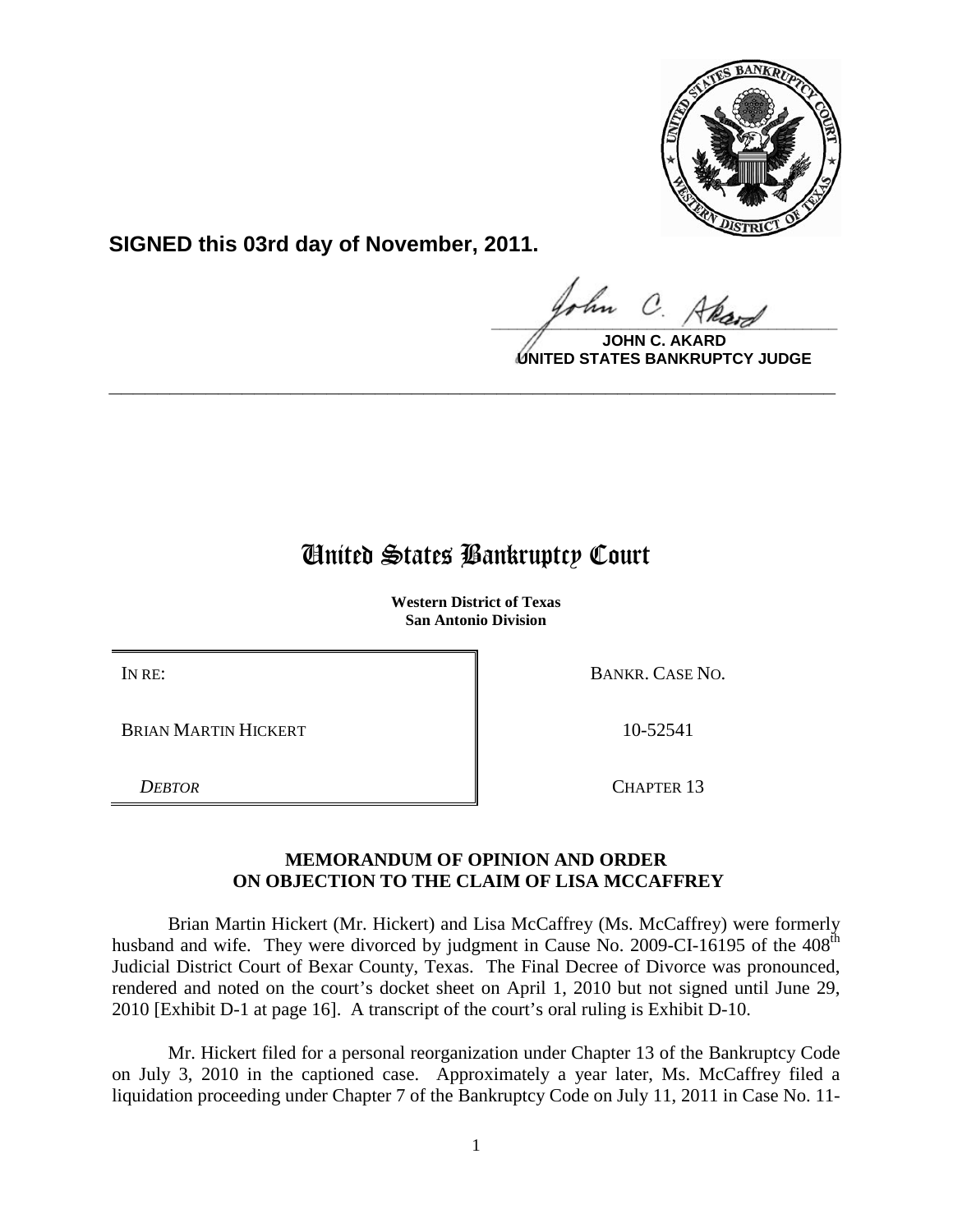**SIGNED this 03rd day of November, 2011.**

**JOHN C. AKARD**
**UNITED STATES BANKRUPTCY JUDGE**

---

# United States Bankruptcy Court

**Western District of Texas**
**San Antonio Division**

| IN RE: | BANKR. CASE NO. |
|---|---|
| BRIAN MARTIN HICKERT | 10-52541 |
| *DEBTOR* | CHAPTER 13 |

**MEMORANDUM OF OPINION AND ORDER**
**ON OBJECTION TO THE CLAIM OF LISA MCCAFFREY**

Brian Martin Hickert (Mr. Hickert) and Lisa McCaffrey (Ms. McCaffrey) were formerly husband and wife. They were divorced by judgment in Cause No. 2009-CI-16195 of the 408th Judicial District Court of Bexar County, Texas. The Final Decree of Divorce was pronounced, rendered and noted on the court's docket sheet on April 1, 2010 but not signed until June 29, 2010 [Exhibit D-1 at page 16]. A transcript of the court's oral ruling is Exhibit D-10.

Mr. Hickert filed for a personal reorganization under Chapter 13 of the Bankruptcy Code on July 3, 2010 in the captioned case. Approximately a year later, Ms. McCaffrey filed a liquidation proceeding under Chapter 7 of the Bankruptcy Code on July 11, 2011 in Case No. 11-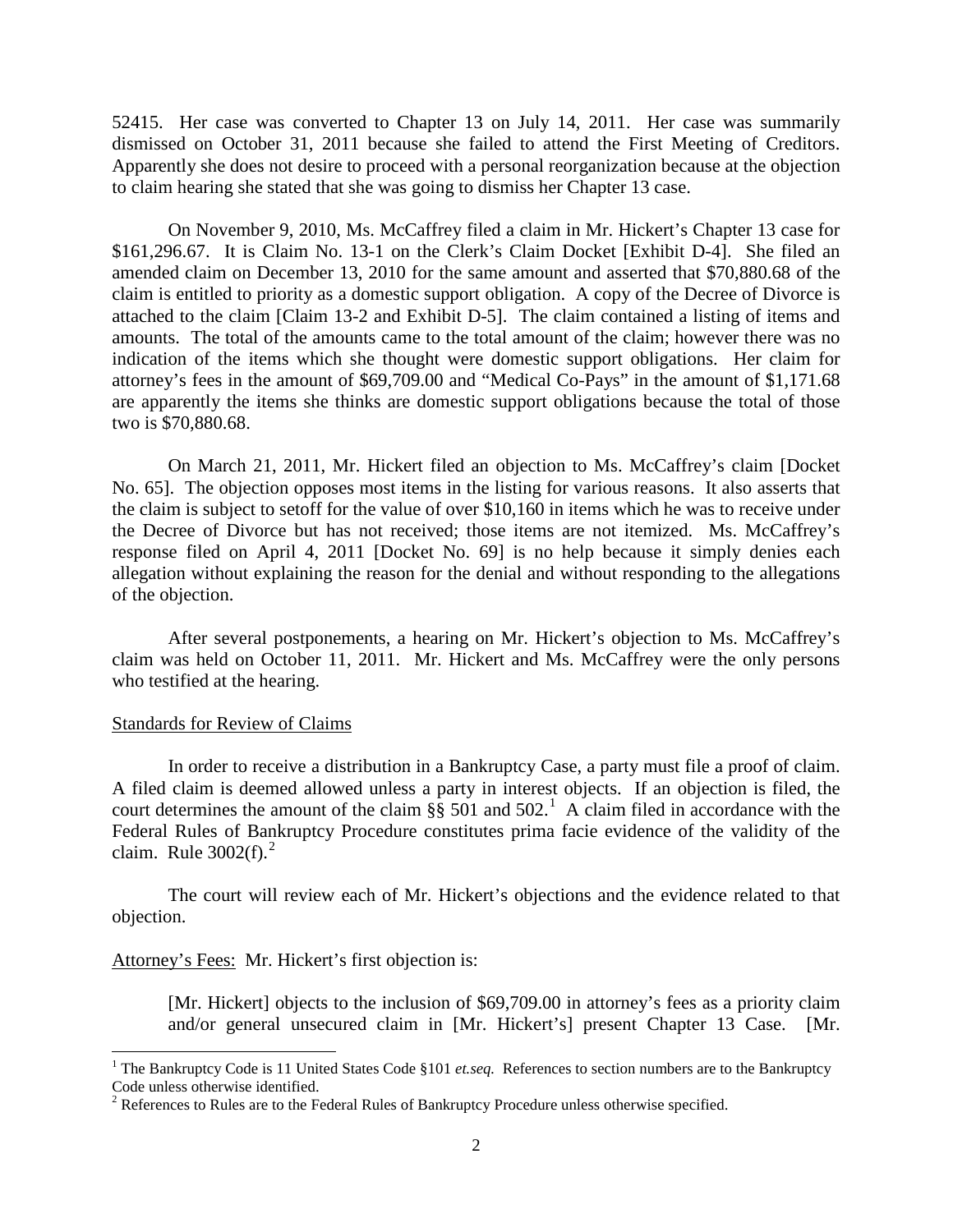52415. Her case was converted to Chapter 13 on July 14, 2011. Her case was summarily dismissed on October 31, 2011 because she failed to attend the First Meeting of Creditors. Apparently she does not desire to proceed with a personal reorganization because at the objection to claim hearing she stated that she was going to dismiss her Chapter 13 case.

On November 9, 2010, Ms. McCaffrey filed a claim in Mr. Hickert's Chapter 13 case for $161,296.67. It is Claim No. 13-1 on the Clerk's Claim Docket [Exhibit D-4]. She filed an amended claim on December 13, 2010 for the same amount and asserted that $70,880.68 of the claim is entitled to priority as a domestic support obligation. A copy of the Decree of Divorce is attached to the claim [Claim 13-2 and Exhibit D-5]. The claim contained a listing of items and amounts. The total of the amounts came to the total amount of the claim; however there was no indication of the items which she thought were domestic support obligations. Her claim for attorney's fees in the amount of $69,709.00 and "Medical Co-Pays" in the amount of $1,171.68 are apparently the items she thinks are domestic support obligations because the total of those two is $70,880.68.

On March 21, 2011, Mr. Hickert filed an objection to Ms. McCaffrey's claim [Docket No. 65]. The objection opposes most items in the listing for various reasons. It also asserts that the claim is subject to setoff for the value of over $10,160 in items which he was to receive under the Decree of Divorce but has not received; those items are not itemized. Ms. McCaffrey's response filed on April 4, 2011 [Docket No. 69] is no help because it simply denies each allegation without explaining the reason for the denial and without responding to the allegations of the objection.

After several postponements, a hearing on Mr. Hickert's objection to Ms. McCaffrey's claim was held on October 11, 2011. Mr. Hickert and Ms. McCaffrey were the only persons who testified at the hearing.

Standards for Review of Claims

In order to receive a distribution in a Bankruptcy Case, a party must file a proof of claim. A filed claim is deemed allowed unless a party in interest objects. If an objection is filed, the court determines the amount of the claim §§ 501 and 502.[1] A claim filed in accordance with the Federal Rules of Bankruptcy Procedure constitutes prima facie evidence of the validity of the claim. Rule 3002(f).[2]

The court will review each of Mr. Hickert's objections and the evidence related to that objection.

Attorney's Fees: Mr. Hickert's first objection is:

> [Mr. Hickert] objects to the inclusion of $69,709.00 in attorney's fees as a priority claim and/or general unsecured claim in [Mr. Hickert's] present Chapter 13 Case. [Mr.

[1] The Bankruptcy Code is 11 United States Code §101 *et.seq.* References to section numbers are to the Bankruptcy Code unless otherwise identified.

[2] References to Rules are to the Federal Rules of Bankruptcy Procedure unless otherwise specified.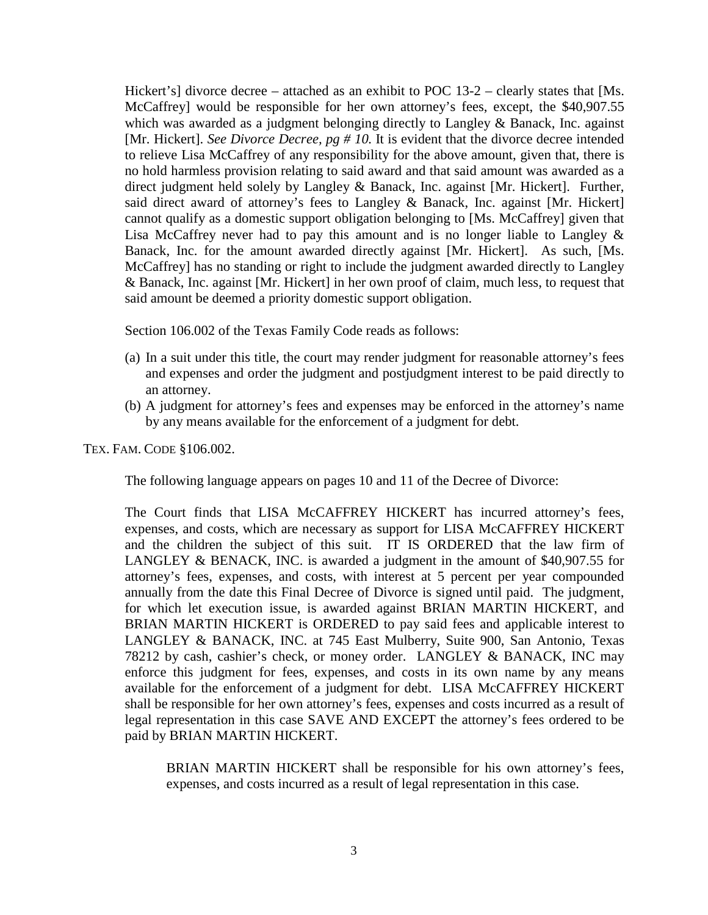Hickert's] divorce decree – attached as an exhibit to POC 13-2 – clearly states that [Ms. McCaffrey] would be responsible for her own attorney's fees, except, the $40,907.55 which was awarded as a judgment belonging directly to Langley & Banack, Inc. against [Mr. Hickert]. *See Divorce Decree, pg # 10.* It is evident that the divorce decree intended to relieve Lisa McCaffrey of any responsibility for the above amount, given that, there is no hold harmless provision relating to said award and that said amount was awarded as a direct judgment held solely by Langley & Banack, Inc. against [Mr. Hickert]. Further, said direct award of attorney's fees to Langley & Banack, Inc. against [Mr. Hickert] cannot qualify as a domestic support obligation belonging to [Ms. McCaffrey] given that Lisa McCaffrey never had to pay this amount and is no longer liable to Langley & Banack, Inc. for the amount awarded directly against [Mr. Hickert]. As such, [Ms. McCaffrey] has no standing or right to include the judgment awarded directly to Langley & Banack, Inc. against [Mr. Hickert] in her own proof of claim, much less, to request that said amount be deemed a priority domestic support obligation.

Section 106.002 of the Texas Family Code reads as follows:

(a) In a suit under this title, the court may render judgment for reasonable attorney's fees and expenses and order the judgment and postjudgment interest to be paid directly to an attorney.
(b) A judgment for attorney's fees and expenses may be enforced in the attorney's name by any means available for the enforcement of a judgment for debt.

TEX. FAM. CODE §106.002.

The following language appears on pages 10 and 11 of the Decree of Divorce:

The Court finds that LISA McCAFFREY HICKERT has incurred attorney's fees, expenses, and costs, which are necessary as support for LISA McCAFFREY HICKERT and the children the subject of this suit. IT IS ORDERED that the law firm of LANGLEY & BENACK, INC. is awarded a judgment in the amount of $40,907.55 for attorney's fees, expenses, and costs, with interest at 5 percent per year compounded annually from the date this Final Decree of Divorce is signed until paid. The judgment, for which let execution issue, is awarded against BRIAN MARTIN HICKERT, and BRIAN MARTIN HICKERT is ORDERED to pay said fees and applicable interest to LANGLEY & BANACK, INC. at 745 East Mulberry, Suite 900, San Antonio, Texas 78212 by cash, cashier's check, or money order. LANGLEY & BANACK, INC may enforce this judgment for fees, expenses, and costs in its own name by any means available for the enforcement of a judgment for debt. LISA McCAFFREY HICKERT shall be responsible for her own attorney's fees, expenses and costs incurred as a result of legal representation in this case SAVE AND EXCEPT the attorney's fees ordered to be paid by BRIAN MARTIN HICKERT.

> BRIAN MARTIN HICKERT shall be responsible for his own attorney's fees, expenses, and costs incurred as a result of legal representation in this case.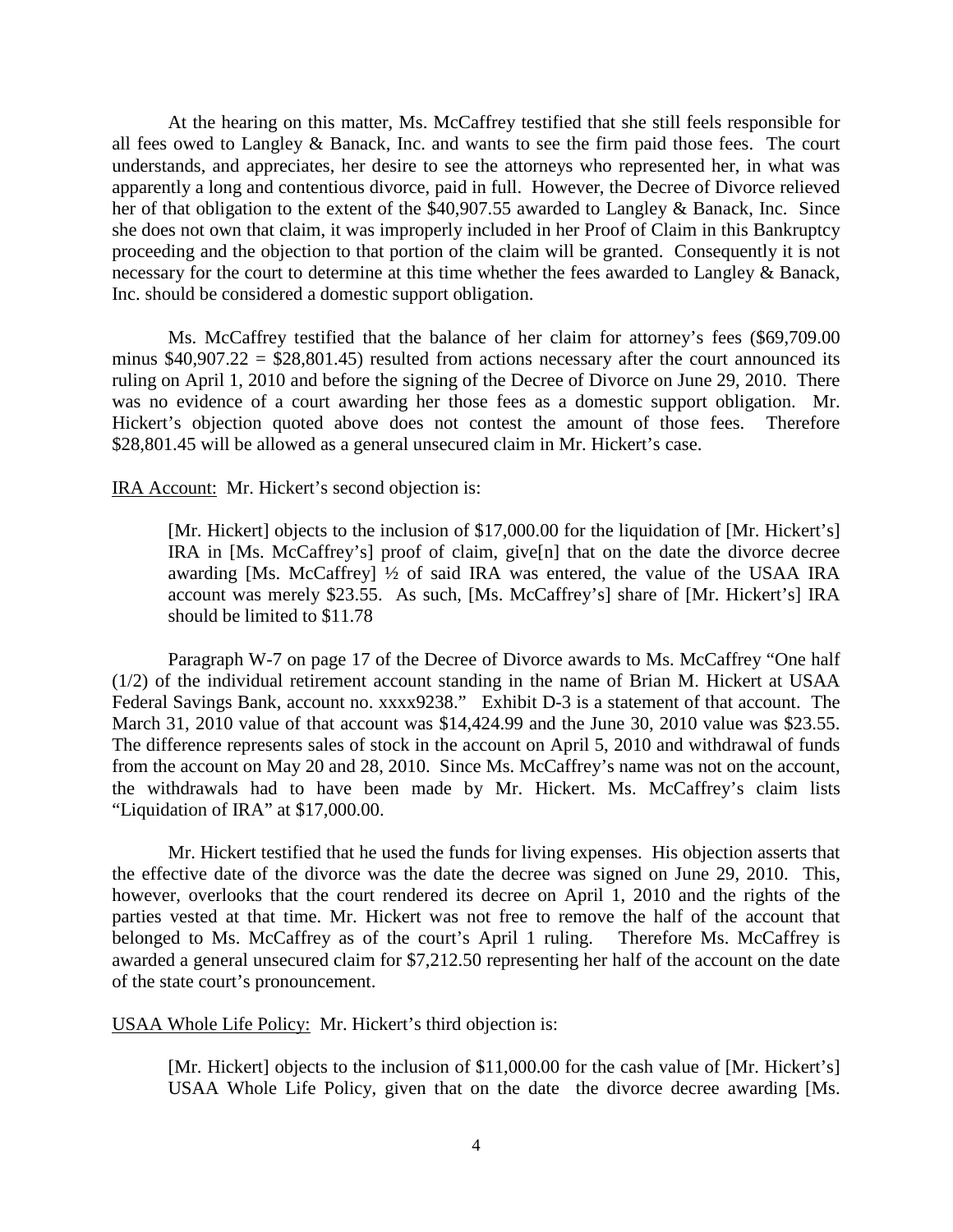At the hearing on this matter, Ms. McCaffrey testified that she still feels responsible for all fees owed to Langley & Banack, Inc. and wants to see the firm paid those fees. The court understands, and appreciates, her desire to see the attorneys who represented her, in what was apparently a long and contentious divorce, paid in full. However, the Decree of Divorce relieved her of that obligation to the extent of the $40,907.55 awarded to Langley & Banack, Inc. Since she does not own that claim, it was improperly included in her Proof of Claim in this Bankruptcy proceeding and the objection to that portion of the claim will be granted. Consequently it is not necessary for the court to determine at this time whether the fees awarded to Langley & Banack, Inc. should be considered a domestic support obligation.

Ms. McCaffrey testified that the balance of her claim for attorney's fees ($69,709.00 minus $40,907.22 = $28,801.45) resulted from actions necessary after the court announced its ruling on April 1, 2010 and before the signing of the Decree of Divorce on June 29, 2010. There was no evidence of a court awarding her those fees as a domestic support obligation. Mr. Hickert's objection quoted above does not contest the amount of those fees. Therefore $28,801.45 will be allowed as a general unsecured claim in Mr. Hickert's case.

<u>IRA Account:</u> Mr. Hickert's second objection is:

> [Mr. Hickert] objects to the inclusion of $17,000.00 for the liquidation of [Mr. Hickert's] IRA in [Ms. McCaffrey's] proof of claim, give[n] that on the date the divorce decree awarding [Ms. McCaffrey] ½ of said IRA was entered, the value of the USAA IRA account was merely $23.55. As such, [Ms. McCaffrey's] share of [Mr. Hickert's] IRA should be limited to $11.78

Paragraph W-7 on page 17 of the Decree of Divorce awards to Ms. McCaffrey "One half (1/2) of the individual retirement account standing in the name of Brian M. Hickert at USAA Federal Savings Bank, account no. xxxx9238." Exhibit D-3 is a statement of that account. The March 31, 2010 value of that account was $14,424.99 and the June 30, 2010 value was $23.55. The difference represents sales of stock in the account on April 5, 2010 and withdrawal of funds from the account on May 20 and 28, 2010. Since Ms. McCaffrey's name was not on the account, the withdrawals had to have been made by Mr. Hickert. Ms. McCaffrey's claim lists "Liquidation of IRA" at $17,000.00.

Mr. Hickert testified that he used the funds for living expenses. His objection asserts that the effective date of the divorce was the date the decree was signed on June 29, 2010. This, however, overlooks that the court rendered its decree on April 1, 2010 and the rights of the parties vested at that time. Mr. Hickert was not free to remove the half of the account that belonged to Ms. McCaffrey as of the court's April 1 ruling. Therefore Ms. McCaffrey is awarded a general unsecured claim for $7,212.50 representing her half of the account on the date of the state court's pronouncement.

<u>USAA Whole Life Policy:</u> Mr. Hickert's third objection is:

> [Mr. Hickert] objects to the inclusion of $11,000.00 for the cash value of [Mr. Hickert's] USAA Whole Life Policy, given that on the date the divorce decree awarding [Ms.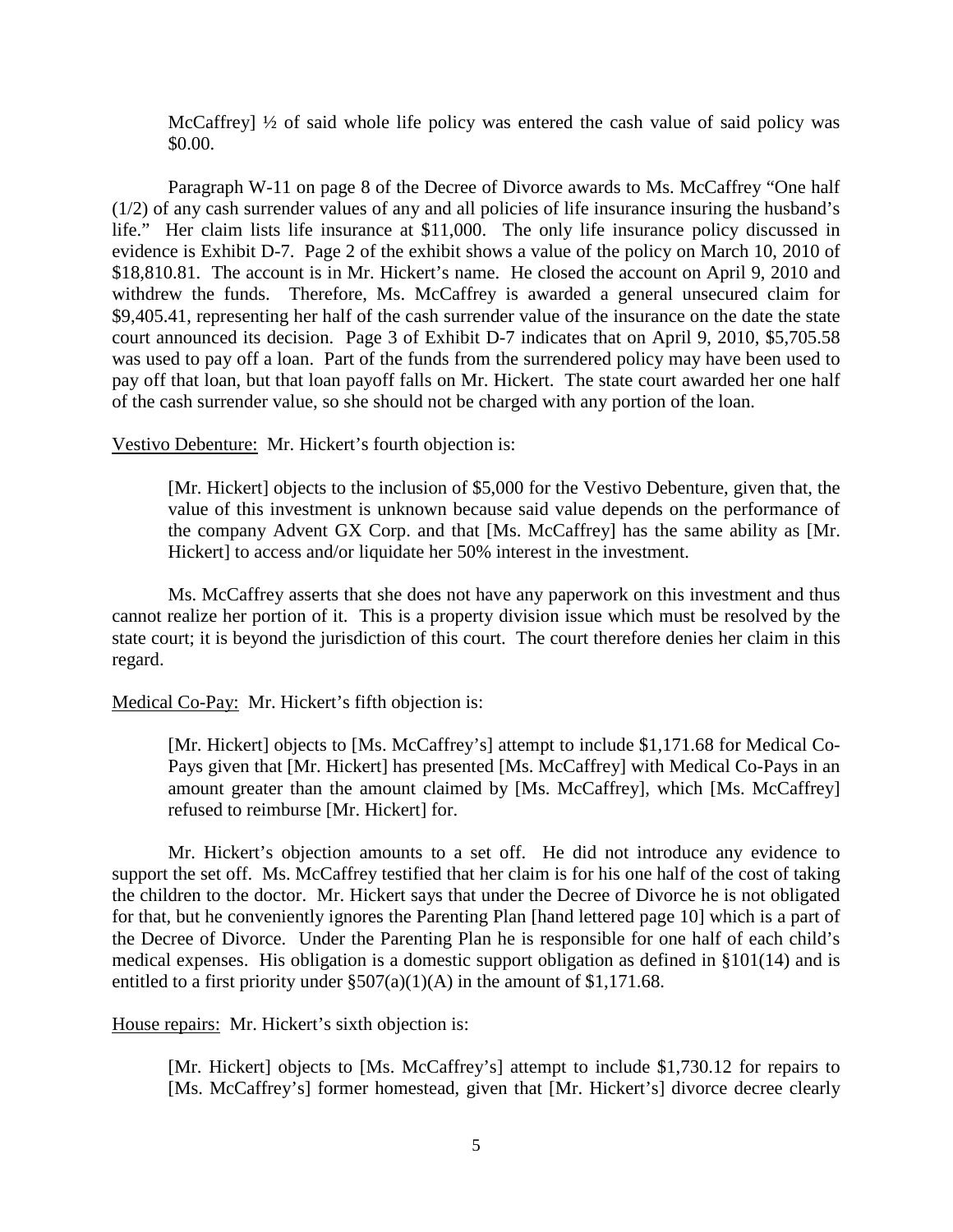> McCaffrey] ½ of said whole life policy was entered the cash value of said policy was $0.00.

Paragraph W-11 on page 8 of the Decree of Divorce awards to Ms. McCaffrey "One half (1/2) of any cash surrender values of any and all policies of life insurance insuring the husband's life." Her claim lists life insurance at $11,000. The only life insurance policy discussed in evidence is Exhibit D-7. Page 2 of the exhibit shows a value of the policy on March 10, 2010 of $18,810.81. The account is in Mr. Hickert's name. He closed the account on April 9, 2010 and withdrew the funds. Therefore, Ms. McCaffrey is awarded a general unsecured claim for $9,405.41, representing her half of the cash surrender value of the insurance on the date the state court announced its decision. Page 3 of Exhibit D-7 indicates that on April 9, 2010, $5,705.58 was used to pay off a loan. Part of the funds from the surrendered policy may have been used to pay off that loan, but that loan payoff falls on Mr. Hickert. The state court awarded her one half of the cash surrender value, so she should not be charged with any portion of the loan.

<u>Vestivo Debenture:</u> Mr. Hickert's fourth objection is:

> [Mr. Hickert] objects to the inclusion of $5,000 for the Vestivo Debenture, given that, the value of this investment is unknown because said value depends on the performance of the company Advent GX Corp. and that [Ms. McCaffrey] has the same ability as [Mr. Hickert] to access and/or liquidate her 50% interest in the investment.

Ms. McCaffrey asserts that she does not have any paperwork on this investment and thus cannot realize her portion of it. This is a property division issue which must be resolved by the state court; it is beyond the jurisdiction of this court. The court therefore denies her claim in this regard.

<u>Medical Co-Pay:</u> Mr. Hickert's fifth objection is:

> [Mr. Hickert] objects to [Ms. McCaffrey's] attempt to include $1,171.68 for Medical Co-Pays given that [Mr. Hickert] has presented [Ms. McCaffrey] with Medical Co-Pays in an amount greater than the amount claimed by [Ms. McCaffrey], which [Ms. McCaffrey] refused to reimburse [Mr. Hickert] for.

Mr. Hickert's objection amounts to a set off. He did not introduce any evidence to support the set off. Ms. McCaffrey testified that her claim is for his one half of the cost of taking the children to the doctor. Mr. Hickert says that under the Decree of Divorce he is not obligated for that, but he conveniently ignores the Parenting Plan [hand lettered page 10] which is a part of the Decree of Divorce. Under the Parenting Plan he is responsible for one half of each child's medical expenses. His obligation is a domestic support obligation as defined in §101(14) and is entitled to a first priority under §507(a)(1)(A) in the amount of $1,171.68.

<u>House repairs:</u> Mr. Hickert's sixth objection is:

> [Mr. Hickert] objects to [Ms. McCaffrey's] attempt to include $1,730.12 for repairs to [Ms. McCaffrey's] former homestead, given that [Mr. Hickert's] divorce decree clearly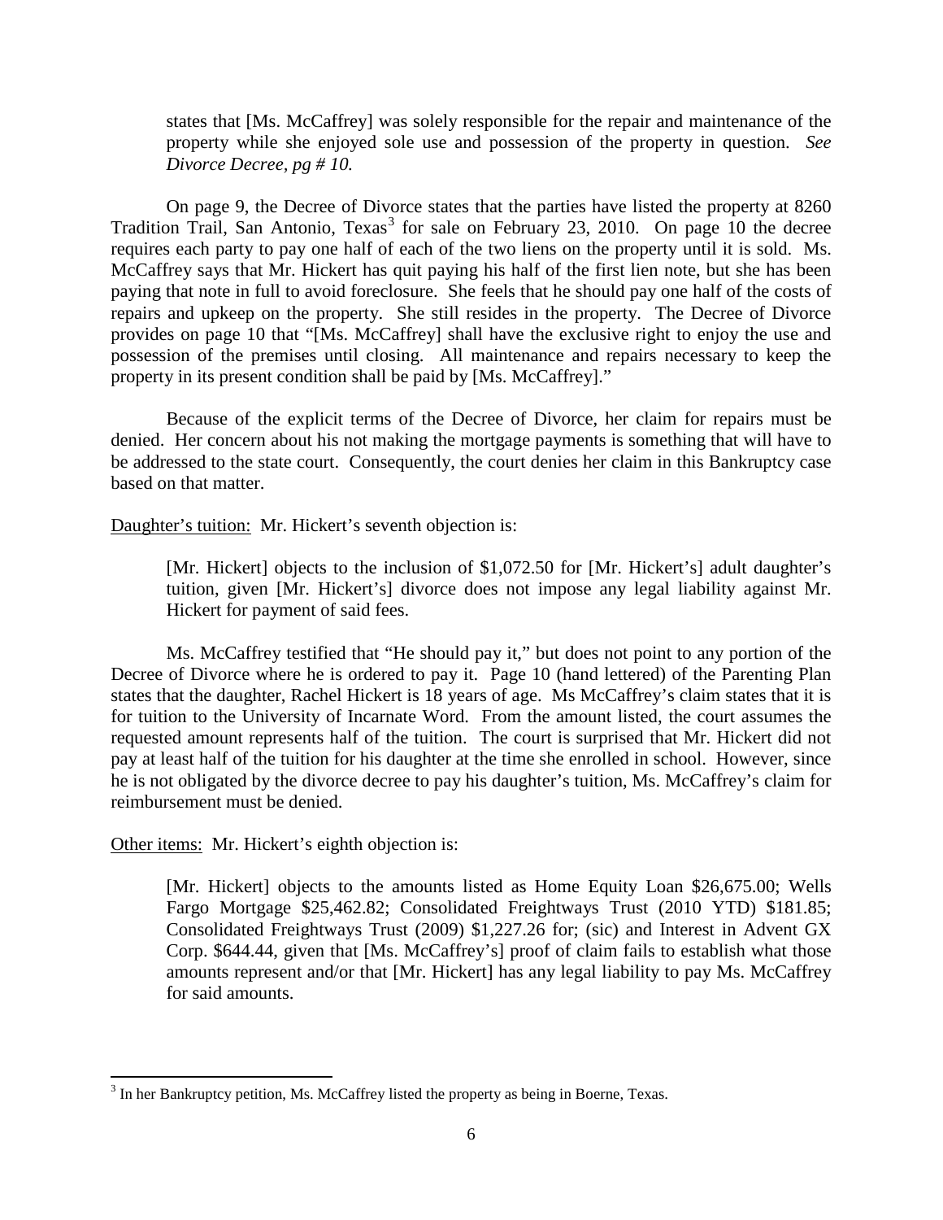> states that [Ms. McCaffrey] was solely responsible for the repair and maintenance of the property while she enjoyed sole use and possession of the property in question. *See Divorce Decree, pg # 10.*

On page 9, the Decree of Divorce states that the parties have listed the property at 8260 Tradition Trail, San Antonio, Texas[3] for sale on February 23, 2010. On page 10 the decree requires each party to pay one half of each of the two liens on the property until it is sold. Ms. McCaffrey says that Mr. Hickert has quit paying his half of the first lien note, but she has been paying that note in full to avoid foreclosure. She feels that he should pay one half of the costs of repairs and upkeep on the property. She still resides in the property. The Decree of Divorce provides on page 10 that "[Ms. McCaffrey] shall have the exclusive right to enjoy the use and possession of the premises until closing. All maintenance and repairs necessary to keep the property in its present condition shall be paid by [Ms. McCaffrey]."

Because of the explicit terms of the Decree of Divorce, her claim for repairs must be denied. Her concern about his not making the mortgage payments is something that will have to be addressed to the state court. Consequently, the court denies her claim in this Bankruptcy case based on that matter.

<u>Daughter's tuition:</u> Mr. Hickert's seventh objection is:

> [Mr. Hickert] objects to the inclusion of $1,072.50 for [Mr. Hickert's] adult daughter's tuition, given [Mr. Hickert's] divorce does not impose any legal liability against Mr. Hickert for payment of said fees.

Ms. McCaffrey testified that "He should pay it," but does not point to any portion of the Decree of Divorce where he is ordered to pay it. Page 10 (hand lettered) of the Parenting Plan states that the daughter, Rachel Hickert is 18 years of age. Ms McCaffrey's claim states that it is for tuition to the University of Incarnate Word. From the amount listed, the court assumes the requested amount represents half of the tuition. The court is surprised that Mr. Hickert did not pay at least half of the tuition for his daughter at the time she enrolled in school. However, since he is not obligated by the divorce decree to pay his daughter's tuition, Ms. McCaffrey's claim for reimbursement must be denied.

<u>Other items:</u> Mr. Hickert's eighth objection is:

> [Mr. Hickert] objects to the amounts listed as Home Equity Loan $26,675.00; Wells Fargo Mortgage $25,462.82; Consolidated Freightways Trust (2010 YTD) $181.85; Consolidated Freightways Trust (2009) $1,227.26 for; (sic) and Interest in Advent GX Corp. $644.44, given that [Ms. McCaffrey's] proof of claim fails to establish what those amounts represent and/or that [Mr. Hickert] has any legal liability to pay Ms. McCaffrey for said amounts.

---

[3] In her Bankruptcy petition, Ms. McCaffrey listed the property as being in Boerne, Texas.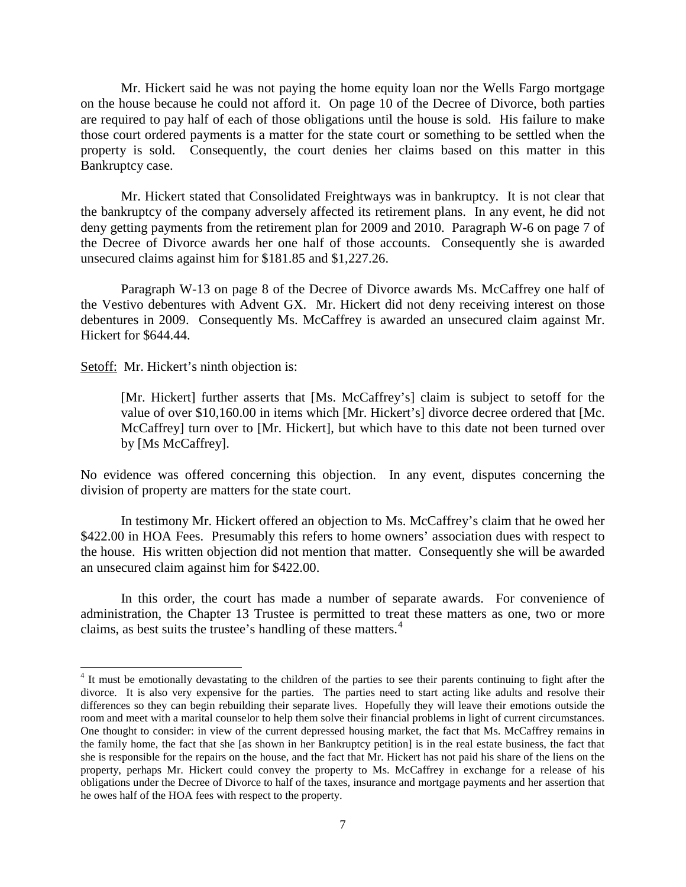Mr. Hickert said he was not paying the home equity loan nor the Wells Fargo mortgage on the house because he could not afford it. On page 10 of the Decree of Divorce, both parties are required to pay half of each of those obligations until the house is sold. His failure to make those court ordered payments is a matter for the state court or something to be settled when the property is sold. Consequently, the court denies her claims based on this matter in this Bankruptcy case.

Mr. Hickert stated that Consolidated Freightways was in bankruptcy. It is not clear that the bankruptcy of the company adversely affected its retirement plans. In any event, he did not deny getting payments from the retirement plan for 2009 and 2010. Paragraph W-6 on page 7 of the Decree of Divorce awards her one half of those accounts. Consequently she is awarded unsecured claims against him for $181.85 and $1,227.26.

Paragraph W-13 on page 8 of the Decree of Divorce awards Ms. McCaffrey one half of the Vestivo debentures with Advent GX. Mr. Hickert did not deny receiving interest on those debentures in 2009. Consequently Ms. McCaffrey is awarded an unsecured claim against Mr. Hickert for $644.44.

<u>Setoff:</u> Mr. Hickert's ninth objection is:

> [Mr. Hickert] further asserts that [Ms. McCaffrey's] claim is subject to setoff for the value of over $10,160.00 in items which [Mr. Hickert's] divorce decree ordered that [Mc. McCaffrey] turn over to [Mr. Hickert], but which have to this date not been turned over by [Ms McCaffrey].

No evidence was offered concerning this objection. In any event, disputes concerning the division of property are matters for the state court.

In testimony Mr. Hickert offered an objection to Ms. McCaffrey's claim that he owed her $422.00 in HOA Fees. Presumably this refers to home owners' association dues with respect to the house. His written objection did not mention that matter. Consequently she will be awarded an unsecured claim against him for $422.00.

In this order, the court has made a number of separate awards. For convenience of administration, the Chapter 13 Trustee is permitted to treat these matters as one, two or more claims, as best suits the trustee's handling of these matters.[4]

---

[4] It must be emotionally devastating to the children of the parties to see their parents continuing to fight after the divorce. It is also very expensive for the parties. The parties need to start acting like adults and resolve their differences so they can begin rebuilding their separate lives. Hopefully they will leave their emotions outside the room and meet with a marital counselor to help them solve their financial problems in light of current circumstances. One thought to consider: in view of the current depressed housing market, the fact that Ms. McCaffrey remains in the family home, the fact that she [as shown in her Bankruptcy petition] is in the real estate business, the fact that she is responsible for the repairs on the house, and the fact that Mr. Hickert has not paid his share of the liens on the property, perhaps Mr. Hickert could convey the property to Ms. McCaffrey in exchange for a release of his obligations under the Decree of Divorce to half of the taxes, insurance and mortgage payments and her assertion that he owes half of the HOA fees with respect to the property.